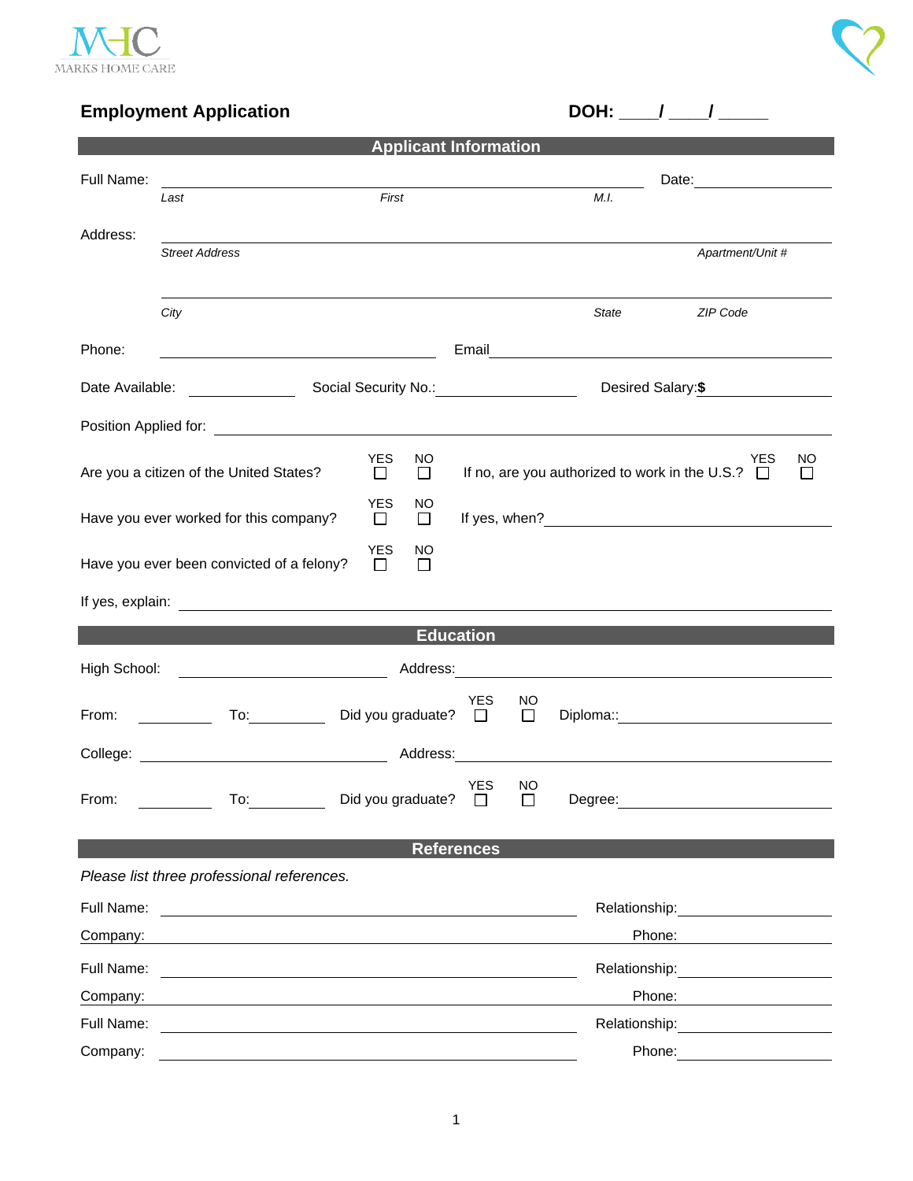MARKS HOME CARE

## Employment Application

**DOH: ____/ ____/ _____**

### Applicant Information

Full Name: ______________________________________________ Date: ______________

*Last* *First* *M.I.*

Address: ______________________________________________________________

*Street Address* *Apartment/Unit #*

______________________________________________________________

*City* *State* *ZIP Code*

Phone: ______________________ Email ______________________________

Date Available: ____________ Social Security No.: ______________ Desired Salary: **$** ____________

Position Applied for: ______________________________________________

Are you a citizen of the United States? YES ☐ NO ☐ If no, are you authorized to work in the U.S.? YES ☐ NO ☐

Have you ever worked for this company? YES ☐ NO ☐ If yes, when? ______________________

Have you ever been convicted of a felony? YES ☐ NO ☐

If yes, explain: ______________________________________________

### Education

High School: ______________________ Address: ______________________________

From: ________ To: ________ Did you graduate? YES ☐ NO ☐ Diploma:: ______________________

College: ______________________ Address: ______________________________

From: ________ To: ________ Did you graduate? YES ☐ NO ☐ Degree: ______________________

### References

*Please list three professional references.*

Full Name: ______________________________ Relationship: ______________

Company: ______________________________ Phone: ______________

Full Name: ______________________________ Relationship: ______________

Company: ______________________________ Phone: ______________

Full Name: ______________________________ Relationship: ______________

Company: ______________________________ Phone: ______________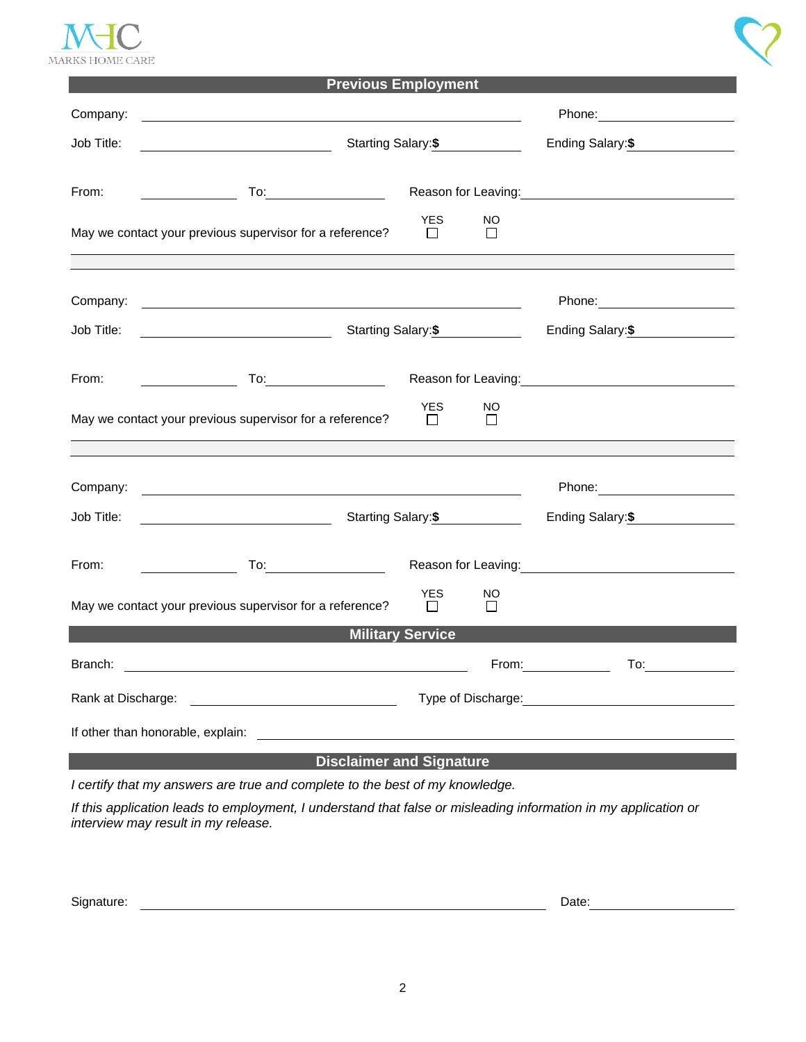MARKS HOME CARE

## Previous Employment

Company: ______________________________ Phone: ______________

Job Title: ______________ Starting Salary: $ ________ Ending Salary: $ ________

From: ________ To: ________ Reason for Leaving: ______________________

May we contact your previous supervisor for a reference? YES ☐ NO ☐

---

Company: ______________________________ Phone: ______________

Job Title: ______________ Starting Salary: $ ________ Ending Salary: $ ________

From: ________ To: ________ Reason for Leaving: ______________________

May we contact your previous supervisor for a reference? YES ☐ NO ☐

---

Company: ______________________________ Phone: ______________

Job Title: ______________ Starting Salary: $ ________ Ending Salary: $ ________

From: ________ To: ________ Reason for Leaving: ______________________

May we contact your previous supervisor for a reference? YES ☐ NO ☐

## Military Service

Branch: ______________________________ From: ________ To: ________

Rank at Discharge: ______________________ Type of Discharge: ______________________

If other than honorable, explain: ______________________________________________

## Disclaimer and Signature

*I certify that my answers are true and complete to the best of my knowledge.*

*If this application leads to employment, I understand that false or misleading information in my application or interview may result in my release.*

Signature: ______________________________ Date: ______________